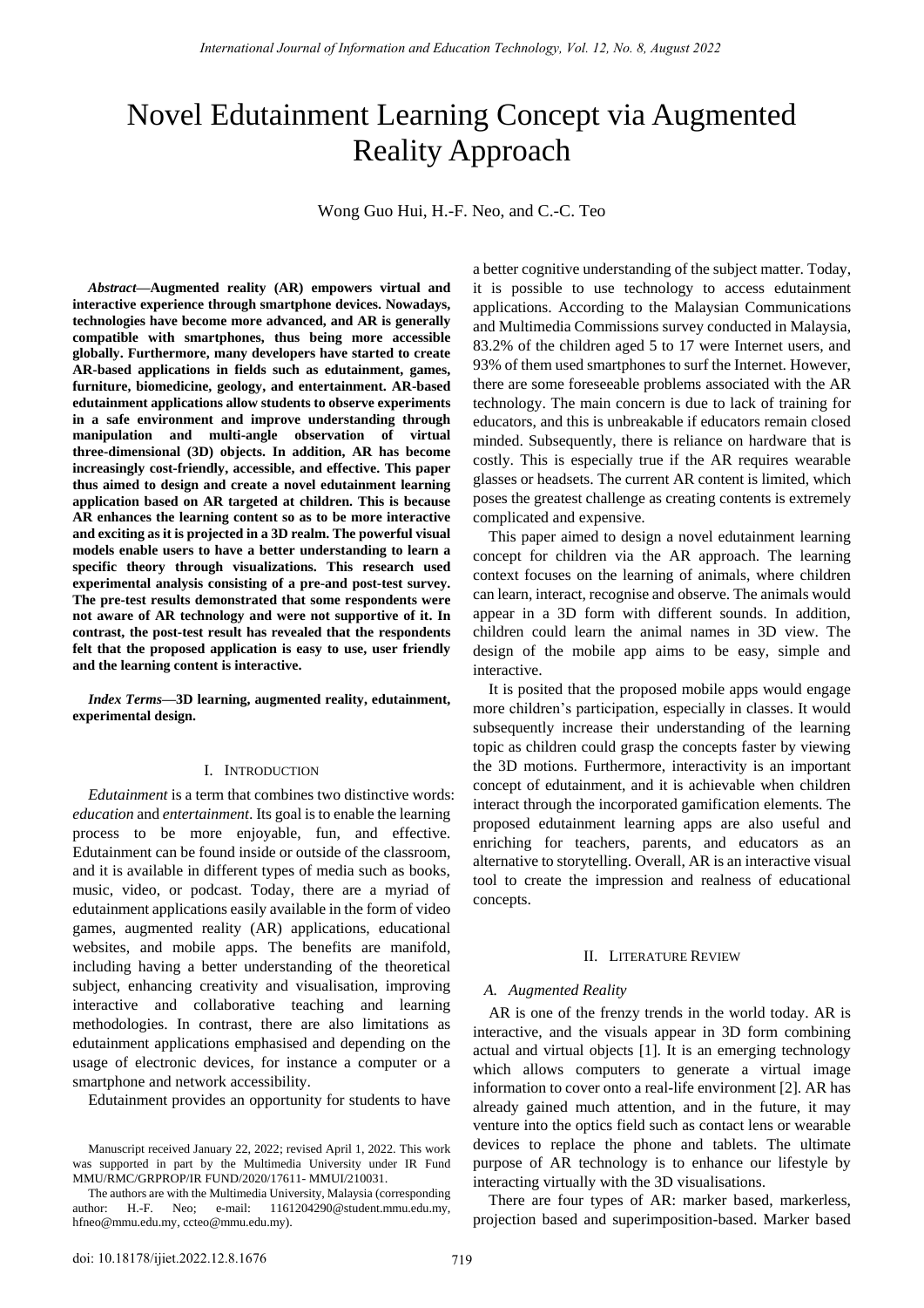# Novel Edutainment Learning Concept via Augmented Reality Approach

Wong Guo Hui, H.-F. Neo, and C.-C. Teo

***Abstract*—Augmented reality (AR) empowers virtual and interactive experience through smartphone devices. Nowadays, technologies have become more advanced, and AR is generally compatible with smartphones, thus being more accessible globally. Furthermore, many developers have started to create AR-based applications in fields such as edutainment, games, furniture, biomedicine, geology, and entertainment. AR-based edutainment applications allow students to observe experiments in a safe environment and improve understanding through manipulation and multi-angle observation of virtual three-dimensional (3D) objects. In addition, AR has become increasingly cost-friendly, accessible, and effective. This paper thus aimed to design and create a novel edutainment learning application based on AR targeted at children. This is because AR enhances the learning content so as to be more interactive and exciting as it is projected in a 3D realm. The powerful visual models enable users to have a better understanding to learn a specific theory through visualizations. This research used experimental analysis consisting of a pre-and post-test survey. The pre-test results demonstrated that some respondents were not aware of AR technology and were not supportive of it. In contrast, the post-test result has revealed that the respondents felt that the proposed application is easy to use, user friendly and the learning content is interactive.**

***Index Terms*—3D learning, augmented reality, edutainment, experimental design.**

## I. Introduction

*Edutainment* is a term that combines two distinctive words: *education* and *entertainment*. Its goal is to enable the learning process to be more enjoyable, fun, and effective. Edutainment can be found inside or outside of the classroom, and it is available in different types of media such as books, music, video, or podcast. Today, there are a myriad of edutainment applications easily available in the form of video games, augmented reality (AR) applications, educational websites, and mobile apps. The benefits are manifold, including having a better understanding of the theoretical subject, enhancing creativity and visualisation, improving interactive and collaborative teaching and learning methodologies. In contrast, there are also limitations as edutainment applications emphasised and depending on the usage of electronic devices, for instance a computer or a smartphone and network accessibility.

Edutainment provides an opportunity for students to have a better cognitive understanding of the subject matter. Today, it is possible to use technology to access edutainment applications. According to the Malaysian Communications and Multimedia Commissions survey conducted in Malaysia, 83.2% of the children aged 5 to 17 were Internet users, and 93% of them used smartphones to surf the Internet. However, there are some foreseeable problems associated with the AR technology. The main concern is due to lack of training for educators, and this is unbreakable if educators remain closed minded. Subsequently, there is reliance on hardware that is costly. This is especially true if the AR requires wearable glasses or headsets. The current AR content is limited, which poses the greatest challenge as creating contents is extremely complicated and expensive.

This paper aimed to design a novel edutainment learning concept for children via the AR approach. The learning context focuses on the learning of animals, where children can learn, interact, recognise and observe. The animals would appear in a 3D form with different sounds. In addition, children could learn the animal names in 3D view. The design of the mobile app aims to be easy, simple and interactive.

It is posited that the proposed mobile apps would engage more children's participation, especially in classes. It would subsequently increase their understanding of the learning topic as children could grasp the concepts faster by viewing the 3D motions. Furthermore, interactivity is an important concept of edutainment, and it is achievable when children interact through the incorporated gamification elements. The proposed edutainment learning apps are also useful and enriching for teachers, parents, and educators as an alternative to storytelling. Overall, AR is an interactive visual tool to create the impression and realness of educational concepts.

## II. Literature Review

### A. Augmented Reality

AR is one of the frenzy trends in the world today. AR is interactive, and the visuals appear in 3D form combining actual and virtual objects [1]. It is an emerging technology which allows computers to generate a virtual image information to cover onto a real-life environment [2]. AR has already gained much attention, and in the future, it may venture into the optics field such as contact lens or wearable devices to replace the phone and tablets. The ultimate purpose of AR technology is to enhance our lifestyle by interacting virtually with the 3D visualisations.

There are four types of AR: marker based, markerless, projection based and superimposition-based. Marker based

Manuscript received January 22, 2022; revised April 1, 2022. This work was supported in part by the Multimedia University under IR Fund MMU/RMC/GRPROP/IR FUND/2020/17611- MMUI/210031.

The authors are with the Multimedia University, Malaysia (corresponding author: H.-F. Neo; e-mail: 1161204290@student.mmu.edu.my, hfneo@mmu.edu.my, ccteo@mmu.edu.my).

doi: 10.18178/ijiet.2022.12.8.1676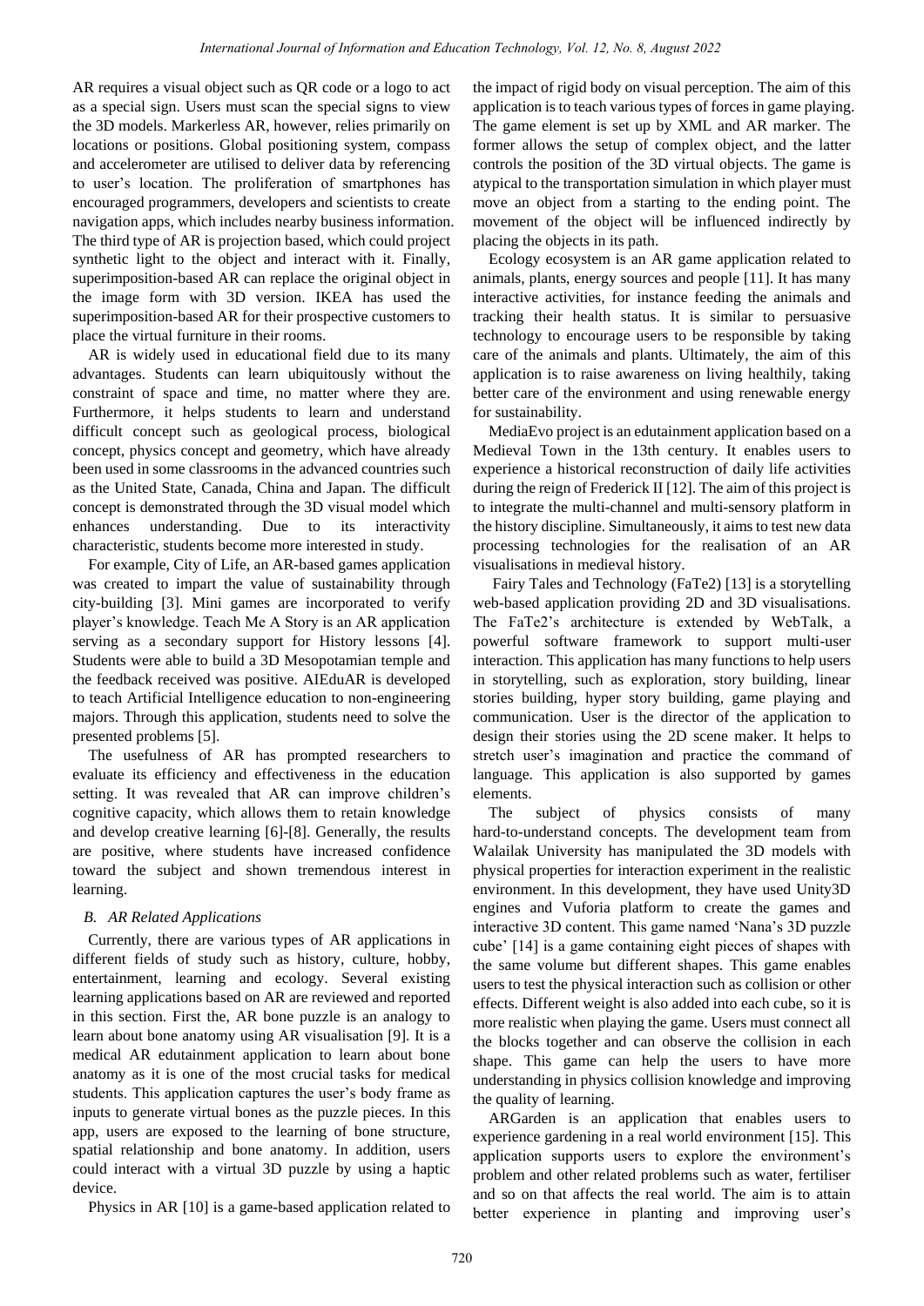AR requires a visual object such as QR code or a logo to act as a special sign. Users must scan the special signs to view the 3D models. Markerless AR, however, relies primarily on locations or positions. Global positioning system, compass and accelerometer are utilised to deliver data by referencing to user's location. The proliferation of smartphones has encouraged programmers, developers and scientists to create navigation apps, which includes nearby business information. The third type of AR is projection based, which could project synthetic light to the object and interact with it. Finally, superimposition-based AR can replace the original object in the image form with 3D version. IKEA has used the superimposition-based AR for their prospective customers to place the virtual furniture in their rooms.

AR is widely used in educational field due to its many advantages. Students can learn ubiquitously without the constraint of space and time, no matter where they are. Furthermore, it helps students to learn and understand difficult concept such as geological process, biological concept, physics concept and geometry, which have already been used in some classrooms in the advanced countries such as the United State, Canada, China and Japan. The difficult concept is demonstrated through the 3D visual model which enhances understanding. Due to its interactivity characteristic, students become more interested in study.

For example, City of Life, an AR-based games application was created to impart the value of sustainability through city-building [3]. Mini games are incorporated to verify player's knowledge. Teach Me A Story is an AR application serving as a secondary support for History lessons [4]. Students were able to build a 3D Mesopotamian temple and the feedback received was positive. AIEduAR is developed to teach Artificial Intelligence education to non-engineering majors. Through this application, students need to solve the presented problems [5].

The usefulness of AR has prompted researchers to evaluate its efficiency and effectiveness in the education setting. It was revealed that AR can improve children's cognitive capacity, which allows them to retain knowledge and develop creative learning [6]-[8]. Generally, the results are positive, where students have increased confidence toward the subject and shown tremendous interest in learning.

### *B. AR Related Applications*

Currently, there are various types of AR applications in different fields of study such as history, culture, hobby, entertainment, learning and ecology. Several existing learning applications based on AR are reviewed and reported in this section. First the, AR bone puzzle is an analogy to learn about bone anatomy using AR visualisation [9]. It is a medical AR edutainment application to learn about bone anatomy as it is one of the most crucial tasks for medical students. This application captures the user's body frame as inputs to generate virtual bones as the puzzle pieces. In this app, users are exposed to the learning of bone structure, spatial relationship and bone anatomy. In addition, users could interact with a virtual 3D puzzle by using a haptic device.

Physics in AR [10] is a game-based application related to the impact of rigid body on visual perception. The aim of this application is to teach various types of forces in game playing. The game element is set up by XML and AR marker. The former allows the setup of complex object, and the latter controls the position of the 3D virtual objects. The game is atypical to the transportation simulation in which player must move an object from a starting to the ending point. The movement of the object will be influenced indirectly by placing the objects in its path.

Ecology ecosystem is an AR game application related to animals, plants, energy sources and people [11]. It has many interactive activities, for instance feeding the animals and tracking their health status. It is similar to persuasive technology to encourage users to be responsible by taking care of the animals and plants. Ultimately, the aim of this application is to raise awareness on living healthily, taking better care of the environment and using renewable energy for sustainability.

MediaEvo project is an edutainment application based on a Medieval Town in the 13th century. It enables users to experience a historical reconstruction of daily life activities during the reign of Frederick II [12]. The aim of this project is to integrate the multi-channel and multi-sensory platform in the history discipline. Simultaneously, it aims to test new data processing technologies for the realisation of an AR visualisations in medieval history.

Fairy Tales and Technology (FaTe2) [13] is a storytelling web-based application providing 2D and 3D visualisations. The FaTe2's architecture is extended by WebTalk, a powerful software framework to support multi-user interaction. This application has many functions to help users in storytelling, such as exploration, story building, linear stories building, hyper story building, game playing and communication. User is the director of the application to design their stories using the 2D scene maker. It helps to stretch user's imagination and practice the command of language. This application is also supported by games elements.

The subject of physics consists of many hard-to-understand concepts. The development team from Walailak University has manipulated the 3D models with physical properties for interaction experiment in the realistic environment. In this development, they have used Unity3D engines and Vuforia platform to create the games and interactive 3D content. This game named 'Nana's 3D puzzle cube' [14] is a game containing eight pieces of shapes with the same volume but different shapes. This game enables users to test the physical interaction such as collision or other effects. Different weight is also added into each cube, so it is more realistic when playing the game. Users must connect all the blocks together and can observe the collision in each shape. This game can help the users to have more understanding in physics collision knowledge and improving the quality of learning.

ARGarden is an application that enables users to experience gardening in a real world environment [15]. This application supports users to explore the environment's problem and other related problems such as water, fertiliser and so on that affects the real world. The aim is to attain better experience in planting and improving user's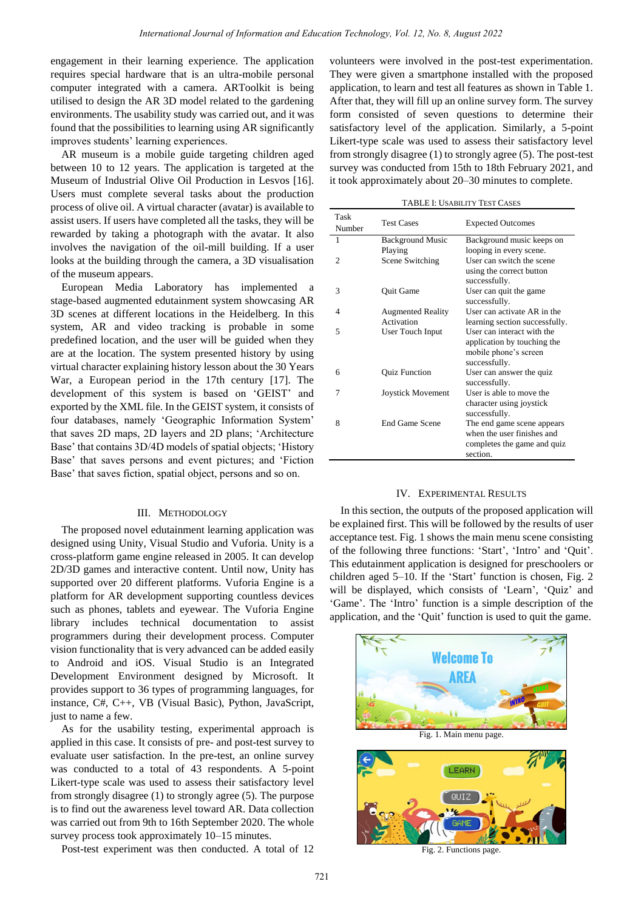engagement in their learning experience. The application requires special hardware that is an ultra-mobile personal computer integrated with a camera. ARToolkit is being utilised to design the AR 3D model related to the gardening environments. The usability study was carried out, and it was found that the possibilities to learning using AR significantly improves students' learning experiences.

AR museum is a mobile guide targeting children aged between 10 to 12 years. The application is targeted at the Museum of Industrial Olive Oil Production in Lesvos [16]. Users must complete several tasks about the production process of olive oil. A virtual character (avatar) is available to assist users. If users have completed all the tasks, they will be rewarded by taking a photograph with the avatar. It also involves the navigation of the oil-mill building. If a user looks at the building through the camera, a 3D visualisation of the museum appears.

European Media Laboratory has implemented a stage-based augmented edutainment system showcasing AR 3D scenes at different locations in the Heidelberg. In this system, AR and video tracking is probable in some predefined location, and the user will be guided when they are at the location. The system presented history by using virtual character explaining history lesson about the 30 Years War, a European period in the 17th century [17]. The development of this system is based on 'GEIST' and exported by the XML file. In the GEIST system, it consists of four databases, namely 'Geographic Information System' that saves 2D maps, 2D layers and 2D plans; 'Architecture Base' that contains 3D/4D models of spatial objects; 'History Base' that saves persons and event pictures; and 'Fiction Base' that saves fiction, spatial object, persons and so on.

## III. Methodology

The proposed novel edutainment learning application was designed using Unity, Visual Studio and Vuforia. Unity is a cross-platform game engine released in 2005. It can develop 2D/3D games and interactive content. Until now, Unity has supported over 20 different platforms. Vuforia Engine is a platform for AR development supporting countless devices such as phones, tablets and eyewear. The Vuforia Engine library includes technical documentation to assist programmers during their development process. Computer vision functionality that is very advanced can be added easily to Android and iOS. Visual Studio is an Integrated Development Environment designed by Microsoft. It provides support to 36 types of programming languages, for instance, C#, C++, VB (Visual Basic), Python, JavaScript, just to name a few.

As for the usability testing, experimental approach is applied in this case. It consists of pre- and post-test survey to evaluate user satisfaction. In the pre-test, an online survey was conducted to a total of 43 respondents. A 5-point Likert-type scale was used to assess their satisfactory level from strongly disagree (1) to strongly agree (5). The purpose is to find out the awareness level toward AR. Data collection was carried out from 9th to 16th September 2020. The whole survey process took approximately 10–15 minutes.

Post-test experiment was then conducted. A total of 12 volunteers were involved in the post-test experimentation. They were given a smartphone installed with the proposed application, to learn and test all features as shown in Table 1. After that, they will fill up an online survey form. The survey form consisted of seven questions to determine their satisfactory level of the application. Similarly, a 5-point Likert-type scale was used to assess their satisfactory level from strongly disagree (1) to strongly agree (5). The post-test survey was conducted from 15th to 18th February 2021, and it took approximately about 20–30 minutes to complete.

TABLE I: Usability Test Cases

| Task Number | Test Cases | Expected Outcomes |
|---|---|---|
| 1 | Background Music Playing | Background music keeps on looping in every scene. |
| 2 | Scene Switching | User can switch the scene using the correct button successfully. |
| 3 | Quit Game | User can quit the game successfully. |
| 4 | Augmented Reality Activation | User can activate AR in the learning section successfully. |
| 5 | User Touch Input | User can interact with the application by touching the mobile phone's screen successfully. |
| 6 | Quiz Function | User can answer the quiz successfully. |
| 7 | Joystick Movement | User is able to move the character using joystick successfully. |
| 8 | End Game Scene | The end game scene appears when the user finishes and completes the game and quiz section. |

## IV. Experimental Results

In this section, the outputs of the proposed application will be explained first. This will be followed by the results of user acceptance test. Fig. 1 shows the main menu scene consisting of the following three functions: 'Start', 'Intro' and 'Quit'. This edutainment application is designed for preschoolers or children aged 5–10. If the 'Start' function is chosen, Fig. 2 will be displayed, which consists of 'Learn', 'Quiz' and 'Game'. The 'Intro' function is a simple description of the application, and the 'Quit' function is used to quit the game.

Fig. 1. Main menu page.

Fig. 2. Functions page.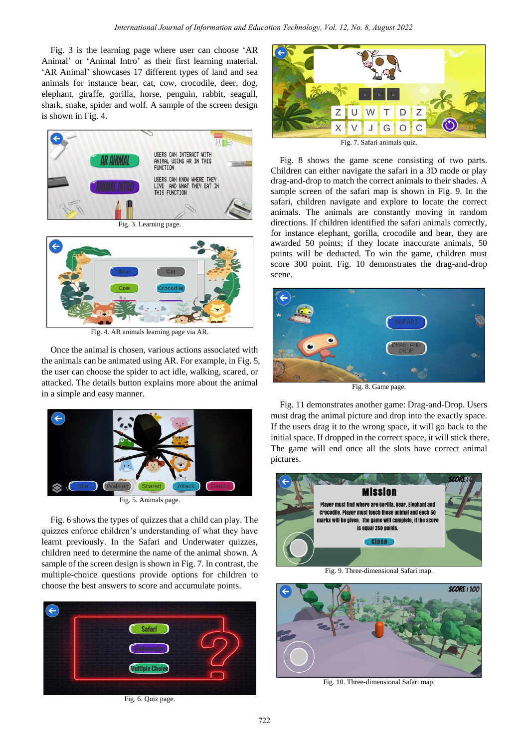Fig. 3 is the learning page where user can choose 'AR Animal' or 'Animal Intro' as their first learning material. 'AR Animal' showcases 17 different types of land and sea animals for instance bear, cat, cow, crocodile, deer, dog, elephant, giraffe, gorilla, horse, penguin, rabbit, seagull, shark, snake, spider and wolf. A sample of the screen design is shown in Fig. 4.

Fig. 3. Learning page.

Fig. 4. AR animals learning page via AR.

Once the animal is chosen, various actions associated with the animals can be animated using AR. For example, in Fig. 5, the user can choose the spider to act idle, walking, scared, or attacked. The details button explains more about the animal in a simple and easy manner.

Fig. 5. Animals page.

Fig. 6 shows the types of quizzes that a child can play. The quizzes enforce children's understanding of what they have learnt previously. In the Safari and Underwater quizzes, children need to determine the name of the animal shown. A sample of the screen design is shown in Fig. 7. In contrast, the multiple-choice questions provide options for children to choose the best answers to score and accumulate points.

Fig. 6. Quiz page.

Fig. 7. Safari animals quiz.

Fig. 8 shows the game scene consisting of two parts. Children can either navigate the safari in a 3D mode or play drag-and-drop to match the correct animals to their shades. A sample screen of the safari map is shown in Fig. 9. In the safari, children navigate and explore to locate the correct animals. The animals are constantly moving in random directions. If children identified the safari animals correctly, for instance elephant, gorilla, crocodile and bear, they are awarded 50 points; if they locate inaccurate animals, 50 points will be deducted. To win the game, children must score 300 point. Fig. 10 demonstrates the drag-and-drop scene.

Fig. 8. Game page.

Fig. 11 demonstrates another game: Drag-and-Drop. Users must drag the animal picture and drop into the exactly space. If the users drag it to the wrong space, it will go back to the initial space. If dropped in the correct space, it will stick there. The game will end once all the slots have correct animal pictures.

Fig. 9. Three-dimensional Safari map.

Fig. 10. Three-dimensional Safari map.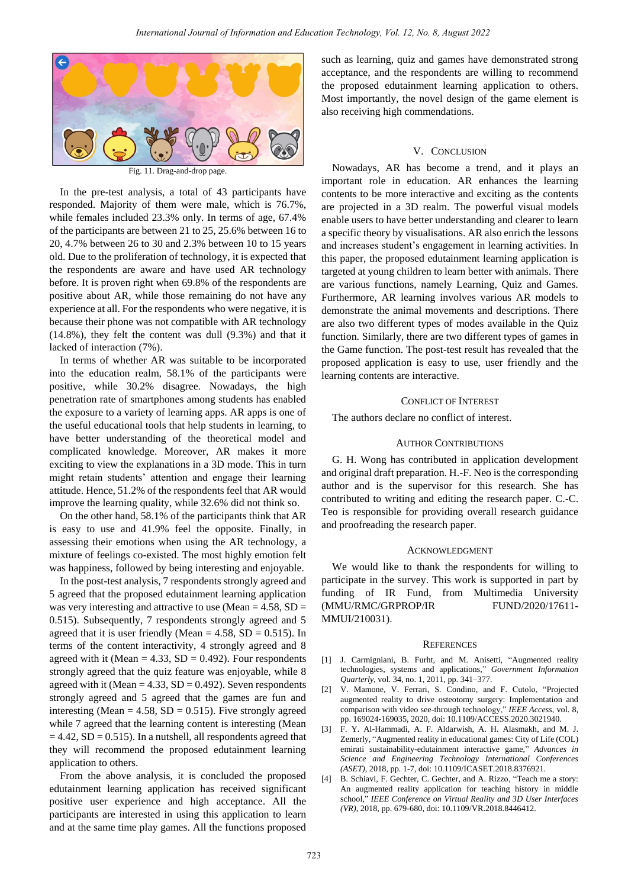Fig. 11. Drag-and-drop page.

In the pre-test analysis, a total of 43 participants have responded. Majority of them were male, which is 76.7%, while females included 23.3% only. In terms of age, 67.4% of the participants are between 21 to 25, 25.6% between 16 to 20, 4.7% between 26 to 30 and 2.3% between 10 to 15 years old. Due to the proliferation of technology, it is expected that the respondents are aware and have used AR technology before. It is proven right when 69.8% of the respondents are positive about AR, while those remaining do not have any experience at all. For the respondents who were negative, it is because their phone was not compatible with AR technology (14.8%), they felt the content was dull (9.3%) and that it lacked of interaction (7%).

In terms of whether AR was suitable to be incorporated into the education realm, 58.1% of the participants were positive, while 30.2% disagree. Nowadays, the high penetration rate of smartphones among students has enabled the exposure to a variety of learning apps. AR apps is one of the useful educational tools that help students in learning, to have better understanding of the theoretical model and complicated knowledge. Moreover, AR makes it more exciting to view the explanations in a 3D mode. This in turn might retain students' attention and engage their learning attitude. Hence, 51.2% of the respondents feel that AR would improve the learning quality, while 32.6% did not think so.

On the other hand, 58.1% of the participants think that AR is easy to use and 41.9% feel the opposite. Finally, in assessing their emotions when using the AR technology, a mixture of feelings co-existed. The most highly emotion felt was happiness, followed by being interesting and enjoyable.

In the post-test analysis, 7 respondents strongly agreed and 5 agreed that the proposed edutainment learning application was very interesting and attractive to use (Mean = 4.58, SD = 0.515). Subsequently, 7 respondents strongly agreed and 5 agreed that it is user friendly (Mean = 4.58, SD = 0.515). In terms of the content interactivity, 4 strongly agreed and 8 agreed with it (Mean = 4.33, SD = 0.492). Four respondents strongly agreed that the quiz feature was enjoyable, while 8 agreed with it (Mean = 4.33, SD = 0.492). Seven respondents strongly agreed and 5 agreed that the games are fun and interesting (Mean = 4.58, SD = 0.515). Five strongly agreed while 7 agreed that the learning content is interesting (Mean = 4.42, SD = 0.515). In a nutshell, all respondents agreed that they will recommend the proposed edutainment learning application to others.

From the above analysis, it is concluded the proposed edutainment learning application has received significant positive user experience and high acceptance. All the participants are interested in using this application to learn and at the same time play games. All the functions proposed such as learning, quiz and games have demonstrated strong acceptance, and the respondents are willing to recommend the proposed edutainment learning application to others. Most importantly, the novel design of the game element is also receiving high commendations.

## V. Conclusion

Nowadays, AR has become a trend, and it plays an important role in education. AR enhances the learning contents to be more interactive and exciting as the contents are projected in a 3D realm. The powerful visual models enable users to have better understanding and clearer to learn a specific theory by visualisations. AR also enrich the lessons and increases student's engagement in learning activities. In this paper, the proposed edutainment learning application is targeted at young children to learn better with animals. There are various functions, namely Learning, Quiz and Games. Furthermore, AR learning involves various AR models to demonstrate the animal movements and descriptions. There are also two different types of modes available in the Quiz function. Similarly, there are two different types of games in the Game function. The post-test result has revealed that the proposed application is easy to use, user friendly and the learning contents are interactive.

## Conflict of Interest

The authors declare no conflict of interest.

## Author Contributions

G. H. Wong has contributed in application development and original draft preparation. H.-F. Neo is the corresponding author and is the supervisor for this research. She has contributed to writing and editing the research paper. C.-C. Teo is responsible for providing overall research guidance and proofreading the research paper.

## Acknowledgment

We would like to thank the respondents for willing to participate in the survey. This work is supported in part by funding of IR Fund, from Multimedia University (MMU/RMC/GRPROP/IR FUND/2020/17611-MMUI/210031).

## References

[1] J. Carmigniani, B. Furht, and M. Anisetti, "Augmented reality technologies, systems and applications," *Government Information Quarterly*, vol. 34, no. 1, 2011, pp. 341–377.

[2] V. Mamone, V. Ferrari, S. Condino, and F. Cutolo, "Projected augmented reality to drive osteotomy surgery: Implementation and comparison with video see-through technology," *IEEE Access*, vol. 8, pp. 169024-169035, 2020, doi: 10.1109/ACCESS.2020.3021940.

[3] F. Y. Al-Hammadi, A. F. Aldarwish, A. H. Alasmakh, and M. J. Zemerly, "Augmented reality in educational games: City of Life (COL) emirati sustainability-edutainment interactive game," *Advances in Science and Engineering Technology International Conferences (ASET)*, 2018, pp. 1-7, doi: 10.1109/ICASET.2018.8376921.

[4] B. Schiavi, F. Gechter, C. Gechter, and A. Rizzo, "Teach me a story: An augmented reality application for teaching history in middle school," *IEEE Conference on Virtual Reality and 3D User Interfaces (VR)*, 2018, pp. 679-680, doi: 10.1109/VR.2018.8446412.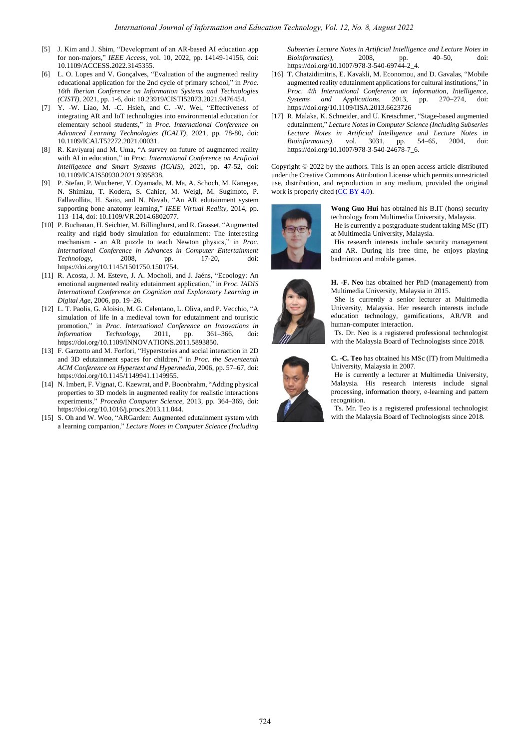[5] J. Kim and J. Shim, "Development of an AR-based AI education app for non-majors," *IEEE Access*, vol. 10, 2022, pp. 14149-14156, doi: 10.1109/ACCESS.2022.3145355.

[6] L. O. Lopes and V. Gonçalves, "Evaluation of the augmented reality educational application for the 2nd cycle of primary school," in *Proc. 16th Iberian Conference on Information Systems and Technologies (CISTI)*, 2021, pp. 1-6, doi: 10.23919/CISTI52073.2021.9476454.

[7] Y. -W. Liao, M. -C. Hsieh, and C. -W. Wei, "Effectiveness of integrating AR and IoT technologies into environmental education for elementary school students," in *Proc. International Conference on Advanced Learning Technologies (ICALT)*, 2021, pp. 78-80, doi: 10.1109/ICALT52272.2021.00031.

[8] R. Kaviyaraj and M. Uma, "A survey on future of augmented reality with AI in education," in *Proc. International Conference on Artificial Intelligence and Smart Systems (ICAIS)*, 2021, pp. 47-52, doi: 10.1109/ICAIS50930.2021.9395838.

[9] P. Stefan, P. Wucherer, Y. Oyamada, M. Ma, A. Schoch, M. Kanegae, N. Shimizu, T. Kodera, S. Cahier, M. Weigl, M. Sugimoto, P. Fallavollita, H. Saito, and N. Navab, "An AR edutainment system supporting bone anatomy learning," *IEEE Virtual Reality*, 2014, pp. 113–114, doi: 10.1109/VR.2014.6802077.

[10] P. Buchanan, H. Seichter, M. Billinghurst, and R. Grasset, "Augmented reality and rigid body simulation for edutainment: The interesting mechanism - an AR puzzle to teach Newton physics," in *Proc. International Conference in Advances in Computer Entertainment Technology*, 2008, pp. 17-20, doi: https://doi.org/10.1145/1501750.1501754.

[11] R. Acosta, J. M. Esteve, J. A. Mocholí, and J. Jaéns, "Ecoology: An emotional augmented reality edutainment application," in *Proc. IADIS International Conference on Cognition and Exploratory Learning in Digital Age*, 2006, pp. 19–26.

[12] L. T. Paolis, G. Aloisio, M. G. Celentano, L. Oliva, and P. Vecchio, "A simulation of life in a medieval town for edutainment and touristic promotion," in *Proc. International Conference on Innovations in Information Technology*, 2011, pp. 361–366, doi: https://doi.org/10.1109/INNOVATIONS.2011.5893850.

[13] F. Garzotto and M. Forfori, "Hyperstories and social interaction in 2D and 3D edutainment spaces for children," in *Proc. the Seventeenth ACM Conference on Hypertext and Hypermedia*, 2006, pp. 57–67, doi: https://doi.org/10.1145/1149941.1149955.

[14] N. Imbert, F. Vignat, C. Kaewrat, and P. Boonbrahm, "Adding physical properties to 3D models in augmented reality for realistic interactions experiments," *Procedia Computer Science*, 2013, pp. 364–369, doi: https://doi.org/10.1016/j.procs.2013.11.044.

[15] S. Oh and W. Woo, "ARGarden: Augmented edutainment system with a learning companion," *Lecture Notes in Computer Science (Including Subseries Lecture Notes in Artificial Intelligence and Lecture Notes in Bioinformatics)*, 2008, pp. 40–50, doi: https://doi.org/10.1007/978-3-540-69744-2_4.

[16] T. Chatzidimitris, E. Kavakli, M. Economou, and D. Gavalas, "Mobile augmented reality edutainment applications for cultural institutions," in *Proc. 4th International Conference on Information, Intelligence, Systems and Applications*, 2013, pp. 270–274, doi: https://doi.org/10.1109/IISA.2013.6623726

[17] R. Malaka, K. Schneider, and U. Kretschmer, "Stage-based augmented edutainment," *Lecture Notes in Computer Science (Including Subseries Lecture Notes in Artificial Intelligence and Lecture Notes in Bioinformatics)*, vol. 3031, pp. 54–65, 2004, doi: https://doi.org/10.1007/978-3-540-24678-7_6.

Copyright © 2022 by the authors. This is an open access article distributed under the Creative Commons Attribution License which permits unrestricted use, distribution, and reproduction in any medium, provided the original work is properly cited (CC BY 4.0).

**Wong Guo Hui** has obtained his B.IT (hons) security technology from Multimedia University, Malaysia.

He is currently a postgraduate student taking MSc (IT) at Multimedia University, Malaysia.

His research interests include security management and AR. During his free time, he enjoys playing badminton and mobile games.

**H. -F. Neo** has obtained her PhD (management) from Multimedia University, Malaysia in 2015.

She is currently a senior lecturer at Multimedia University, Malaysia. Her research interests include education technology, gamifications, AR/VR and human-computer interaction.

Ts. Dr. Neo is a registered professional technologist with the Malaysia Board of Technologists since 2018.

**C. -C. Teo** has obtained his MSc (IT) from Multimedia University, Malaysia in 2007.

He is currently a lecturer at Multimedia University, Malaysia. His research interests include signal processing, information theory, e-learning and pattern recognition.

Ts. Mr. Teo is a registered professional technologist with the Malaysia Board of Technologists since 2018.